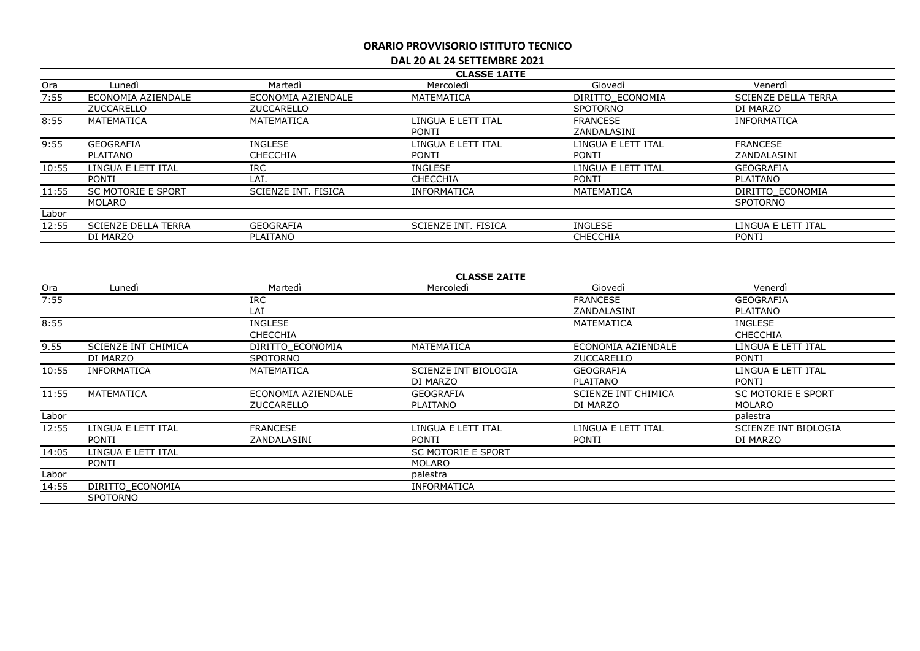# ORARIO PROVVISORIO ISTITUTO TECNICO

## DAL 20 AL 24 SETTEMBRE 2021

| | CLASSE 1AITE | | | | |
|---|---|---|---|---|---|
| Ora | Lunedì | Martedì | Mercoledì | Giovedì | Venerdì |
| 7:55 | ECONOMIA AZIENDALE | ECONOMIA AZIENDALE | MATEMATICA | DIRITTO_ECONOMIA | SCIENZE DELLA TERRA |
| | ZUCCARELLO | ZUCCARELLO | | SPOTORNO | DI MARZO |
| 8:55 | MATEMATICA | MATEMATICA | LINGUA E LETT ITAL | FRANCESE | INFORMATICA |
| | | | PONTI | ZANDALASINI | |
| 9:55 | GEOGRAFIA | INGLESE | LINGUA E LETT ITAL | LINGUA E LETT ITAL | FRANCESE |
| | PLAITANO | CHECCHIA | PONTI | PONTI | ZANDALASINI |
| 10:55 | LINGUA E LETT ITAL | IRC | INGLESE | LINGUA E LETT ITAL | GEOGRAFIA |
| | PONTI | LAI. | CHECCHIA | PONTI | PLAITANO |
| 11:55 | SC MOTORIE E SPORT | SCIENZE INT. FISICA | INFORMATICA | MATEMATICA | DIRITTO_ECONOMIA |
| | MOLARO | | | | SPOTORNO |
| Labor | | | | | |
| 12:55 | SCIENZE DELLA TERRA | GEOGRAFIA | SCIENZE INT. FISICA | INGLESE | LINGUA E LETT ITAL |
| | DI MARZO | PLAITANO | | CHECCHIA | PONTI |

| | CLASSE 2AITE | | | | |
|---|---|---|---|---|---|
| Ora | Lunedì | Martedì | Mercoledì | Giovedì | Venerdì |
| 7:55 | | IRC | | FRANCESE | GEOGRAFIA |
| | | LAI | | ZANDALASINI | PLAITANO |
| 8:55 | | INGLESE | | MATEMATICA | INGLESE |
| | | CHECCHIA | | | CHECCHIA |
| 9.55 | SCIENZE INT CHIMICA | DIRITTO_ECONOMIA | MATEMATICA | ECONOMIA AZIENDALE | LINGUA E LETT ITAL |
| | DI MARZO | SPOTORNO | | ZUCCARELLO | PONTI |
| 10:55 | INFORMATICA | MATEMATICA | SCIENZE INT BIOLOGIA | GEOGRAFIA | LINGUA E LETT ITAL |
| | | | DI MARZO | PLAITANO | PONTI |
| 11:55 | MATEMATICA | ECONOMIA AZIENDALE | GEOGRAFIA | SCIENZE INT CHIMICA | SC MOTORIE E SPORT |
| | | ZUCCARELLO | PLAITANO | DI MARZO | MOLARO |
| Labor | | | | | palestra |
| 12:55 | LINGUA E LETT ITAL | FRANCESE | LINGUA E LETT ITAL | LINGUA E LETT ITAL | SCIENZE INT BIOLOGIA |
| | PONTI | ZANDALASINI | PONTI | PONTI | DI MARZO |
| 14:05 | LINGUA E LETT ITAL | | SC MOTORIE E SPORT | | |
| | PONTI | | MOLARO | | |
| Labor | | | palestra | | |
| 14:55 | DIRITTO_ECONOMIA | | INFORMATICA | | |
| | SPOTORNO | | | | |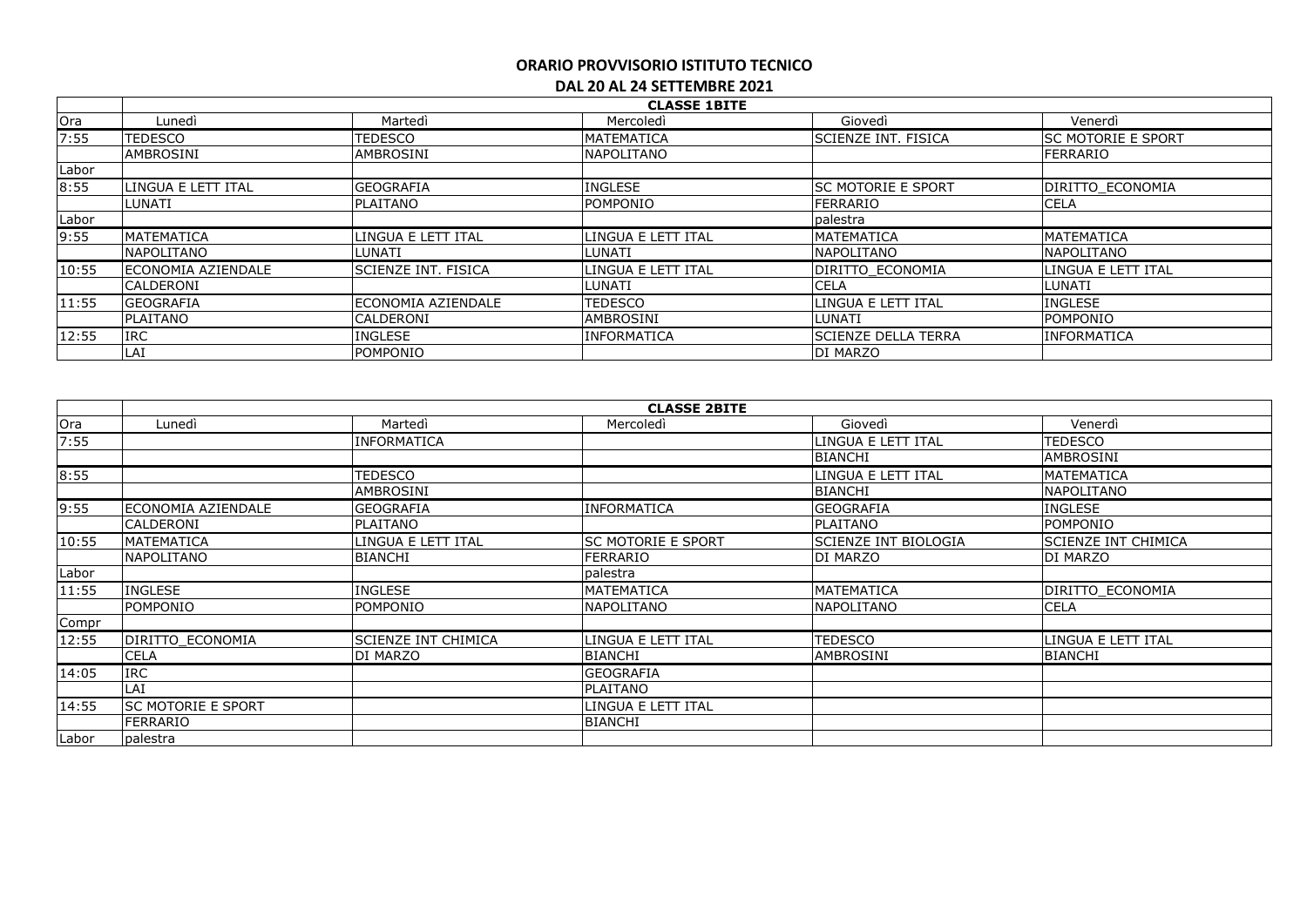# ORARIO PROVVISORIO ISTITUTO TECNICO

## DAL 20 AL 24 SETTEMBRE 2021

| | CLASSE 1BITE | | | | |
|---|---|---|---|---|---|
| Ora | Lunedì | Martedì | Mercoledì | Giovedì | Venerdì |
| 7:55 | TEDESCO | TEDESCO | MATEMATICA | SCIENZE INT. FISICA | SC MOTORIE E SPORT |
| | AMBROSINI | AMBROSINI | NAPOLITANO | | FERRARIO |
| Labor | | | | | |
| 8:55 | LINGUA E LETT ITAL | GEOGRAFIA | INGLESE | SC MOTORIE E SPORT | DIRITTO_ECONOMIA |
| | LUNATI | PLAITANO | POMPONIO | FERRARIO | CELA |
| Labor | | | | palestra | |
| 9:55 | MATEMATICA | LINGUA E LETT ITAL | LINGUA E LETT ITAL | MATEMATICA | MATEMATICA |
| | NAPOLITANO | LUNATI | LUNATI | NAPOLITANO | NAPOLITANO |
| 10:55 | ECONOMIA AZIENDALE | SCIENZE INT. FISICA | LINGUA E LETT ITAL | DIRITTO_ECONOMIA | LINGUA E LETT ITAL |
| | CALDERONI | | LUNATI | CELA | LUNATI |
| 11:55 | GEOGRAFIA | ECONOMIA AZIENDALE | TEDESCO | LINGUA E LETT ITAL | INGLESE |
| | PLAITANO | CALDERONI | AMBROSINI | LUNATI | POMPONIO |
| 12:55 | IRC | INGLESE | INFORMATICA | SCIENZE DELLA TERRA | INFORMATICA |
| | LAI | POMPONIO | | DI MARZO | |

| | CLASSE 2BITE | | | | |
|---|---|---|---|---|---|
| Ora | Lunedì | Martedì | Mercoledì | Giovedì | Venerdì |
| 7:55 | | INFORMATICA | | LINGUA E LETT ITAL | TEDESCO |
| | | | | BIANCHI | AMBROSINI |
| 8:55 | | TEDESCO | | LINGUA E LETT ITAL | MATEMATICA |
| | | AMBROSINI | | BIANCHI | NAPOLITANO |
| 9:55 | ECONOMIA AZIENDALE | GEOGRAFIA | INFORMATICA | GEOGRAFIA | INGLESE |
| | CALDERONI | PLAITANO | | PLAITANO | POMPONIO |
| 10:55 | MATEMATICA | LINGUA E LETT ITAL | SC MOTORIE E SPORT | SCIENZE INT BIOLOGIA | SCIENZE INT CHIMICA |
| | NAPOLITANO | BIANCHI | FERRARIO | DI MARZO | DI MARZO |
| Labor | | | palestra | | |
| 11:55 | INGLESE | INGLESE | MATEMATICA | MATEMATICA | DIRITTO_ECONOMIA |
| | POMPONIO | POMPONIO | NAPOLITANO | NAPOLITANO | CELA |
| Compr | | | | | |
| 12:55 | DIRITTO_ECONOMIA | SCIENZE INT CHIMICA | LINGUA E LETT ITAL | TEDESCO | LINGUA E LETT ITAL |
| | CELA | DI MARZO | BIANCHI | AMBROSINI | BIANCHI |
| 14:05 | IRC | | GEOGRAFIA | | |
| | LAI | | PLAITANO | | |
| 14:55 | SC MOTORIE E SPORT | | LINGUA E LETT ITAL | | |
| | FERRARIO | | BIANCHI | | |
| Labor | palestra | | | | |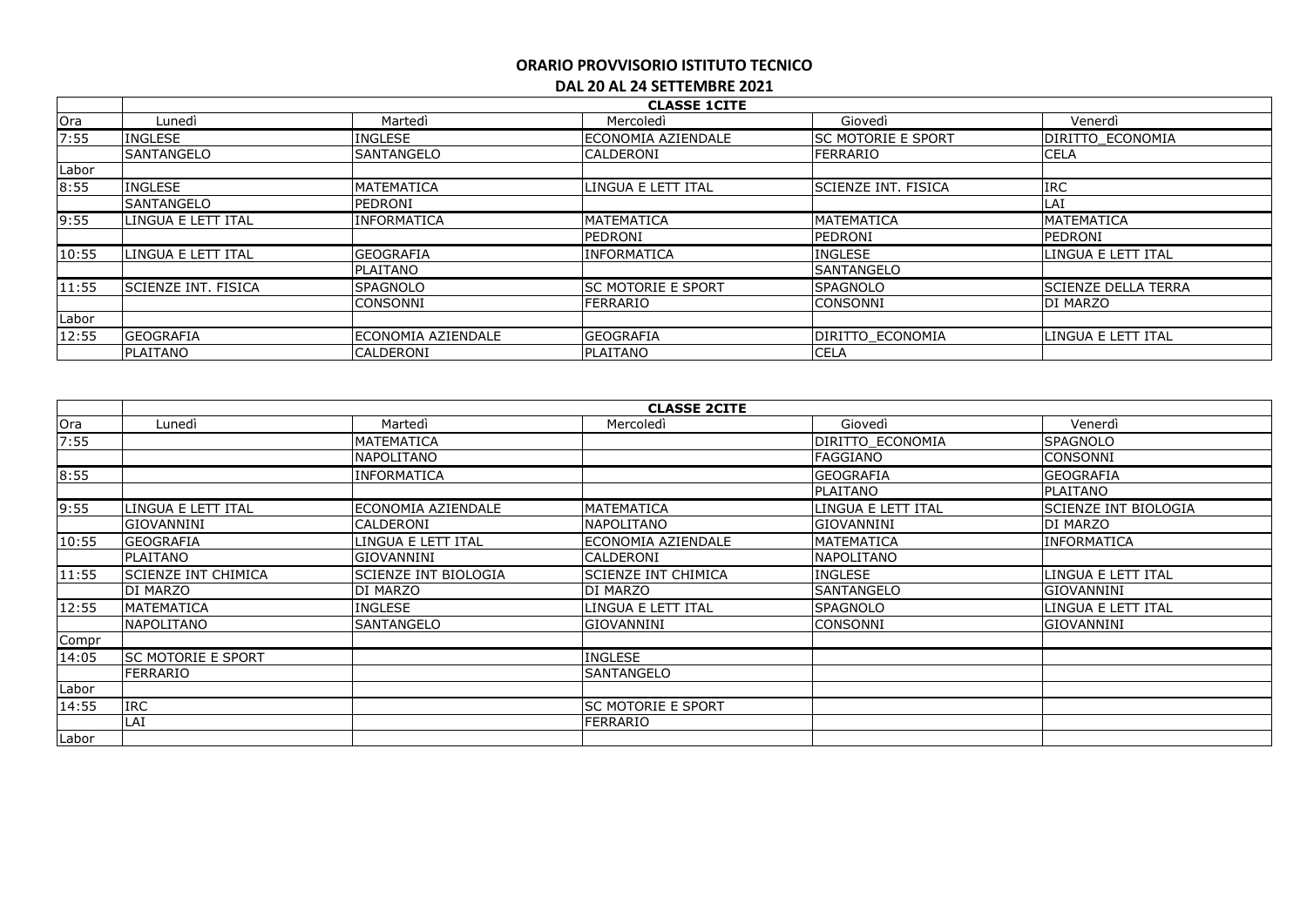# ORARIO PROVVISORIO ISTITUTO TECNICO

## DAL 20 AL 24 SETTEMBRE 2021

| | CLASSE 1CITE | | | | |
|---|---|---|---|---|---|
| Ora | Lunedì | Martedì | Mercoledì | Giovedì | Venerdì |
| 7:55 | INGLESE | INGLESE | ECONOMIA AZIENDALE | SC MOTORIE E SPORT | DIRITTO_ECONOMIA |
| | SANTANGELO | SANTANGELO | CALDERONI | FERRARIO | CELA |
| Labor | | | | | |
| 8:55 | INGLESE | MATEMATICA | LINGUA E LETT ITAL | SCIENZE INT. FISICA | IRC |
| | SANTANGELO | PEDRONI | | | LAI |
| 9:55 | LINGUA E LETT ITAL | INFORMATICA | MATEMATICA | MATEMATICA | MATEMATICA |
| | | | PEDRONI | PEDRONI | PEDRONI |
| 10:55 | LINGUA E LETT ITAL | GEOGRAFIA | INFORMATICA | INGLESE | LINGUA E LETT ITAL |
| | | PLAITANO | | SANTANGELO | |
| 11:55 | SCIENZE INT. FISICA | SPAGNOLO | SC MOTORIE E SPORT | SPAGNOLO | SCIENZE DELLA TERRA |
| | | CONSONNI | FERRARIO | CONSONNI | DI MARZO |
| Labor | | | | | |
| 12:55 | GEOGRAFIA | ECONOMIA AZIENDALE | GEOGRAFIA | DIRITTO_ECONOMIA | LINGUA E LETT ITAL |
| | PLAITANO | CALDERONI | PLAITANO | CELA | |

| | CLASSE 2CITE | | | | |
|---|---|---|---|---|---|
| Ora | Lunedì | Martedì | Mercoledì | Giovedì | Venerdì |
| 7:55 | | MATEMATICA | | DIRITTO_ECONOMIA | SPAGNOLO |
| | | NAPOLITANO | | FAGGIANO | CONSONNI |
| 8:55 | | INFORMATICA | | GEOGRAFIA | GEOGRAFIA |
| | | | | PLAITANO | PLAITANO |
| 9:55 | LINGUA E LETT ITAL | ECONOMIA AZIENDALE | MATEMATICA | LINGUA E LETT ITAL | SCIENZE INT BIOLOGIA |
| | GIOVANNINI | CALDERONI | NAPOLITANO | GIOVANNINI | DI MARZO |
| 10:55 | GEOGRAFIA | LINGUA E LETT ITAL | ECONOMIA AZIENDALE | MATEMATICA | INFORMATICA |
| | PLAITANO | GIOVANNINI | CALDERONI | NAPOLITANO | |
| 11:55 | SCIENZE INT CHIMICA | SCIENZE INT BIOLOGIA | SCIENZE INT CHIMICA | INGLESE | LINGUA E LETT ITAL |
| | DI MARZO | DI MARZO | DI MARZO | SANTANGELO | GIOVANNINI |
| 12:55 | MATEMATICA | INGLESE | LINGUA E LETT ITAL | SPAGNOLO | LINGUA E LETT ITAL |
| | NAPOLITANO | SANTANGELO | GIOVANNINI | CONSONNI | GIOVANNINI |
| Compr | | | | | |
| 14:05 | SC MOTORIE E SPORT | | INGLESE | | |
| | FERRARIO | | SANTANGELO | | |
| Labor | | | | | |
| 14:55 | IRC | | SC MOTORIE E SPORT | | |
| | LAI | | FERRARIO | | |
| Labor | | | | | |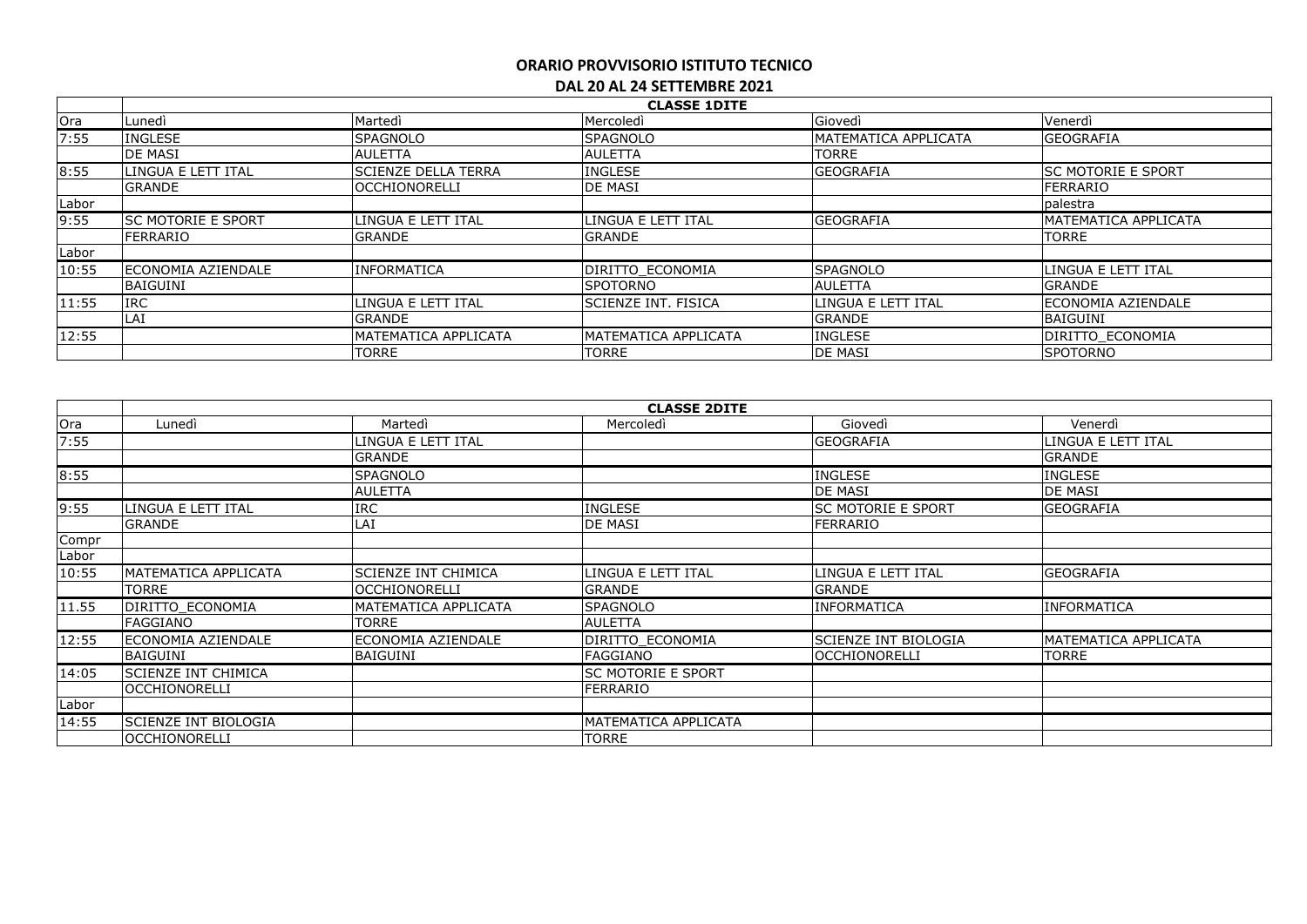# ORARIO PROVVISORIO ISTITUTO TECNICO

## DAL 20 AL 24 SETTEMBRE 2021

| | CLASSE 1DITE | | | | |
|---|---|---|---|---|---|
| Ora | Lunedì | Martedì | Mercoledì | Giovedì | Venerdì |
| 7:55 | INGLESE | SPAGNOLO | SPAGNOLO | MATEMATICA APPLICATA | GEOGRAFIA |
| | DE MASI | AULETTA | AULETTA | TORRE | |
| 8:55 | LINGUA E LETT ITAL | SCIENZE DELLA TERRA | INGLESE | GEOGRAFIA | SC MOTORIE E SPORT |
| | GRANDE | OCCHIONORELLI | DE MASI | | FERRARIO |
| Labor | | | | | palestra |
| 9:55 | SC MOTORIE E SPORT | LINGUA E LETT ITAL | LINGUA E LETT ITAL | GEOGRAFIA | MATEMATICA APPLICATA |
| | FERRARIO | GRANDE | GRANDE | | TORRE |
| Labor | | | | | |
| 10:55 | ECONOMIA AZIENDALE | INFORMATICA | DIRITTO_ECONOMIA | SPAGNOLO | LINGUA E LETT ITAL |
| | BAIGUINI | | SPOTORNO | AULETTA | GRANDE |
| 11:55 | IRC | LINGUA E LETT ITAL | SCIENZE INT. FISICA | LINGUA E LETT ITAL | ECONOMIA AZIENDALE |
| | LAI | GRANDE | | GRANDE | BAIGUINI |
| 12:55 | | MATEMATICA APPLICATA | MATEMATICA APPLICATA | INGLESE | DIRITTO_ECONOMIA |
| | | TORRE | TORRE | DE MASI | SPOTORNO |

| | CLASSE 2DITE | | | | |
|---|---|---|---|---|---|
| Ora | Lunedì | Martedì | Mercoledì | Giovedì | Venerdì |
| 7:55 | | LINGUA E LETT ITAL | | GEOGRAFIA | LINGUA E LETT ITAL |
| | | GRANDE | | | GRANDE |
| 8:55 | | SPAGNOLO | | INGLESE | INGLESE |
| | | AULETTA | | DE MASI | DE MASI |
| 9:55 | LINGUA E LETT ITAL | IRC | INGLESE | SC MOTORIE E SPORT | GEOGRAFIA |
| | GRANDE | LAI | DE MASI | FERRARIO | |
| Compr | | | | | |
| Labor | | | | | |
| 10:55 | MATEMATICA APPLICATA | SCIENZE INT CHIMICA | LINGUA E LETT ITAL | LINGUA E LETT ITAL | GEOGRAFIA |
| | TORRE | OCCHIONORELLI | GRANDE | GRANDE | |
| 11.55 | DIRITTO_ECONOMIA | MATEMATICA APPLICATA | SPAGNOLO | INFORMATICA | INFORMATICA |
| | FAGGIANO | TORRE | AULETTA | | |
| 12:55 | ECONOMIA AZIENDALE | ECONOMIA AZIENDALE | DIRITTO_ECONOMIA | SCIENZE INT BIOLOGIA | MATEMATICA APPLICATA |
| | BAIGUINI | BAIGUINI | FAGGIANO | OCCHIONORELLI | TORRE |
| 14:05 | SCIENZE INT CHIMICA | | SC MOTORIE E SPORT | | |
| | OCCHIONORELLI | | FERRARIO | | |
| Labor | | | | | |
| 14:55 | SCIENZE INT BIOLOGIA | | MATEMATICA APPLICATA | | |
| | OCCHIONORELLI | | TORRE | | |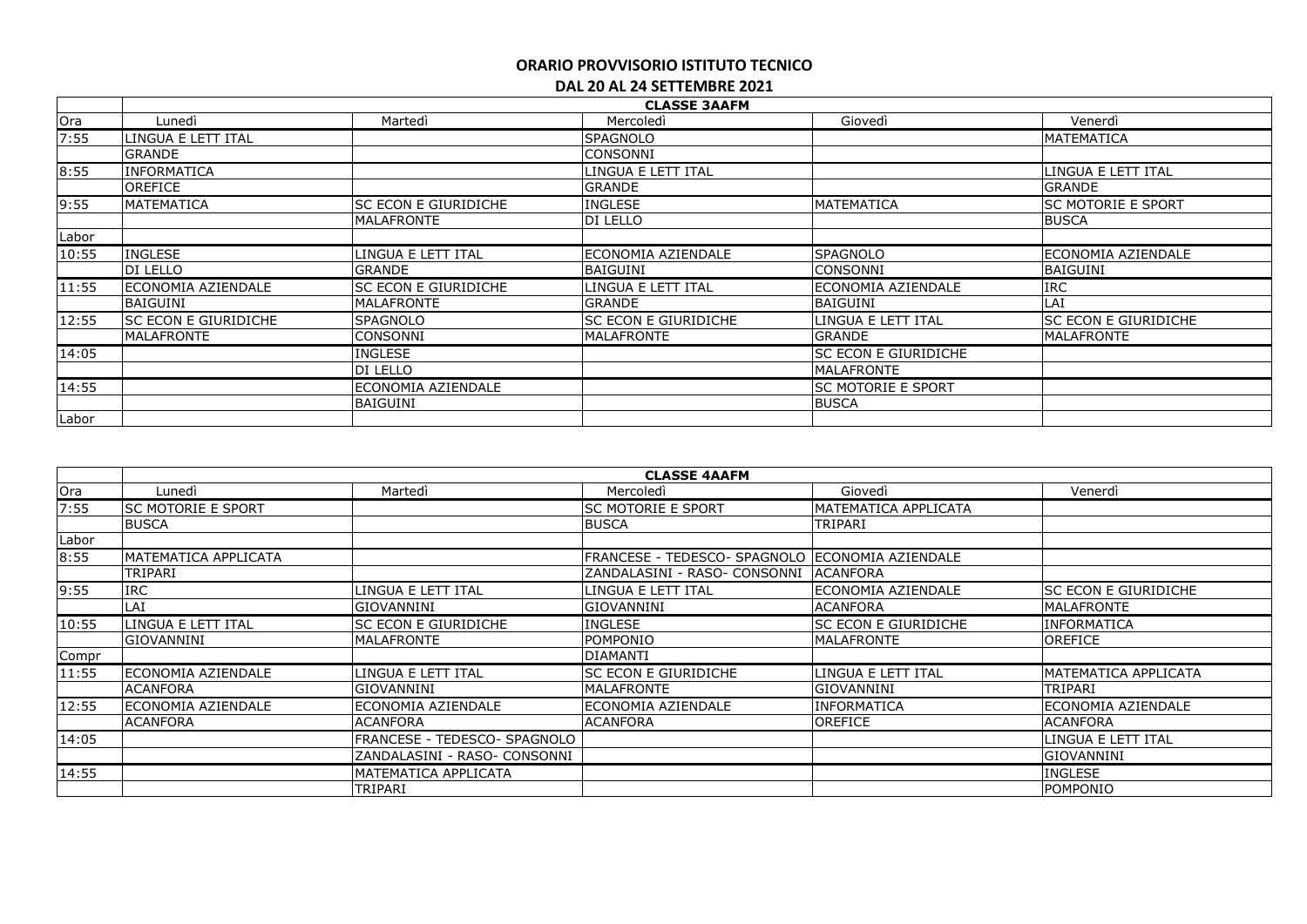**ORARIO PROVVISORIO ISTITUTO TECNICO**

**DAL 20 AL 24 SETTEMBRE 2021**

| | **CLASSE 3AAFM** | | | | |
|---|---|---|---|---|---|
| Ora | Lunedì | Martedì | Mercoledì | Giovedì | Venerdì |
| 7:55 | LINGUA E LETT ITAL | | SPAGNOLO | | MATEMATICA |
| | GRANDE | | CONSONNI | | |
| 8:55 | INFORMATICA | | LINGUA E LETT ITAL | | LINGUA E LETT ITAL |
| | OREFICE | | GRANDE | | GRANDE |
| 9:55 | MATEMATICA | SC ECON E GIURIDICHE | INGLESE | MATEMATICA | SC MOTORIE E SPORT |
| | | MALAFRONTE | DI LELLO | | BUSCA |
| Labor | | | | | |
| 10:55 | INGLESE | LINGUA E LETT ITAL | ECONOMIA AZIENDALE | SPAGNOLO | ECONOMIA AZIENDALE |
| | DI LELLO | GRANDE | BAIGUINI | CONSONNI | BAIGUINI |
| 11:55 | ECONOMIA AZIENDALE | SC ECON E GIURIDICHE | LINGUA E LETT ITAL | ECONOMIA AZIENDALE | IRC |
| | BAIGUINI | MALAFRONTE | GRANDE | BAIGUINI | LAI |
| 12:55 | SC ECON E GIURIDICHE | SPAGNOLO | SC ECON E GIURIDICHE | LINGUA E LETT ITAL | SC ECON E GIURIDICHE |
| | MALAFRONTE | CONSONNI | MALAFRONTE | GRANDE | MALAFRONTE |
| 14:05 | | INGLESE | | SC ECON E GIURIDICHE | |
| | | DI LELLO | | MALAFRONTE | |
| 14:55 | | ECONOMIA AZIENDALE | | SC MOTORIE E SPORT | |
| | | BAIGUINI | | BUSCA | |
| Labor | | | | | |

| | **CLASSE 4AAFM** | | | | |
|---|---|---|---|---|---|
| Ora | Lunedì | Martedì | Mercoledì | Giovedì | Venerdì |
| 7:55 | SC MOTORIE E SPORT | | SC MOTORIE E SPORT | MATEMATICA APPLICATA | |
| | BUSCA | | BUSCA | TRIPARI | |
| Labor | | | | | |
| 8:55 | MATEMATICA APPLICATA | | FRANCESE - TEDESCO- SPAGNOLO | ECONOMIA AZIENDALE | |
| | TRIPARI | | ZANDALASINI - RASO- CONSONNI | ACANFORA | |
| 9:55 | IRC | LINGUA E LETT ITAL | LINGUA E LETT ITAL | ECONOMIA AZIENDALE | SC ECON E GIURIDICHE |
| | LAI | GIOVANNINI | GIOVANNINI | ACANFORA | MALAFRONTE |
| 10:55 | LINGUA E LETT ITAL | SC ECON E GIURIDICHE | INGLESE | SC ECON E GIURIDICHE | INFORMATICA |
| | GIOVANNINI | MALAFRONTE | POMPONIO | MALAFRONTE | OREFICE |
| Compr | | | DIAMANTI | | |
| 11:55 | ECONOMIA AZIENDALE | LINGUA E LETT ITAL | SC ECON E GIURIDICHE | LINGUA E LETT ITAL | MATEMATICA APPLICATA |
| | ACANFORA | GIOVANNINI | MALAFRONTE | GIOVANNINI | TRIPARI |
| 12:55 | ECONOMIA AZIENDALE | ECONOMIA AZIENDALE | ECONOMIA AZIENDALE | INFORMATICA | ECONOMIA AZIENDALE |
| | ACANFORA | ACANFORA | ACANFORA | OREFICE | ACANFORA |
| 14:05 | | FRANCESE - TEDESCO- SPAGNOLO | | | LINGUA E LETT ITAL |
| | | ZANDALASINI - RASO- CONSONNI | | | GIOVANNINI |
| 14:55 | | MATEMATICA APPLICATA | | | INGLESE |
| | | TRIPARI | | | POMPONIO |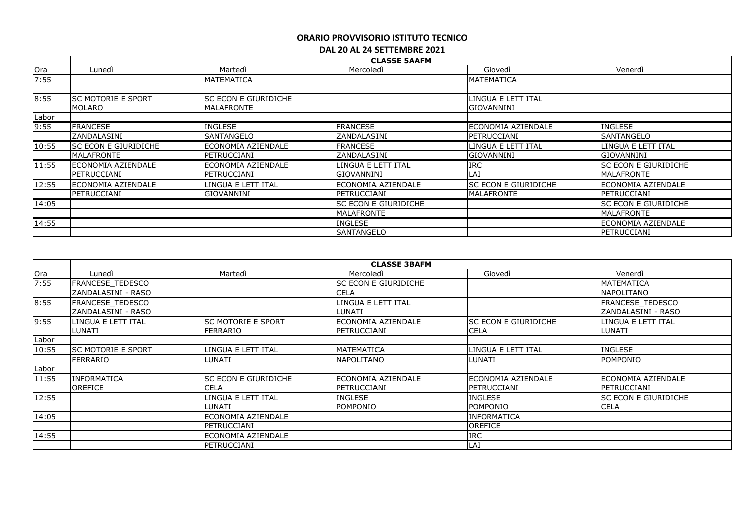## ORARIO PROVVISORIO ISTITUTO TECNICO

### DAL 20 AL 24 SETTEMBRE 2021

| | CLASSE 5AAFM | | | | |
|---|---|---|---|---|---|
| Ora | Lunedì | Martedì | Mercoledì | Giovedì | Venerdì |
| 7:55 | | MATEMATICA | | MATEMATICA | |
| | | | | | |
| 8:55 | SC MOTORIE E SPORT | SC ECON E GIURIDICHE | | LINGUA E LETT ITAL | |
| | MOLARO | MALAFRONTE | | GIOVANNINI | |
| Labor | | | | | |
| 9:55 | FRANCESE | INGLESE | FRANCESE | ECONOMIA AZIENDALE | INGLESE |
| | ZANDALASINI | SANTANGELO | ZANDALASINI | PETRUCCIANI | SANTANGELO |
| 10:55 | SC ECON E GIURIDICHE | ECONOMIA AZIENDALE | FRANCESE | LINGUA E LETT ITAL | LINGUA E LETT ITAL |
| | MALAFRONTE | PETRUCCIANI | ZANDALASINI | GIOVANNINI | GIOVANNINI |
| 11:55 | ECONOMIA AZIENDALE | ECONOMIA AZIENDALE | LINGUA E LETT ITAL | IRC | SC ECON E GIURIDICHE |
| | PETRUCCIANI | PETRUCCIANI | GIOVANNINI | LAI | MALAFRONTE |
| 12:55 | ECONOMIA AZIENDALE | LINGUA E LETT ITAL | ECONOMIA AZIENDALE | SC ECON E GIURIDICHE | ECONOMIA AZIENDALE |
| | PETRUCCIANI | GIOVANNINI | PETRUCCIANI | MALAFRONTE | PETRUCCIANI |
| 14:05 | | | SC ECON E GIURIDICHE | | SC ECON E GIURIDICHE |
| | | | MALAFRONTE | | MALAFRONTE |
| 14:55 | | | INGLESE | | ECONOMIA AZIENDALE |
| | | | SANTANGELO | | PETRUCCIANI |

| | CLASSE 3BAFM | | | | |
|---|---|---|---|---|---|
| Ora | Lunedì | Martedì | Mercoledì | Giovedì | Venerdì |
| 7:55 | FRANCESE_TEDESCO | | SC ECON E GIURIDICHE | | MATEMATICA |
| | ZANDALASINI - RASO | | CELA | | NAPOLITANO |
| 8:55 | FRANCESE_TEDESCO | | LINGUA E LETT ITAL | | FRANCESE_TEDESCO |
| | ZANDALASINI - RASO | | LUNATI | | ZANDALASINI - RASO |
| 9:55 | LINGUA E LETT ITAL | SC MOTORIE E SPORT | ECONOMIA AZIENDALE | SC ECON E GIURIDICHE | LINGUA E LETT ITAL |
| | LUNATI | FERRARIO | PETRUCCIANI | CELA | LUNATI |
| Labor | | | | | |
| 10:55 | SC MOTORIE E SPORT | LINGUA E LETT ITAL | MATEMATICA | LINGUA E LETT ITAL | INGLESE |
| | FERRARIO | LUNATI | NAPOLITANO | LUNATI | POMPONIO |
| Labor | | | | | |
| 11:55 | INFORMATICA | SC ECON E GIURIDICHE | ECONOMIA AZIENDALE | ECONOMIA AZIENDALE | ECONOMIA AZIENDALE |
| | OREFICE | CELA | PETRUCCIANI | PETRUCCIANI | PETRUCCIANI |
| 12:55 | | LINGUA E LETT ITAL | INGLESE | INGLESE | SC ECON E GIURIDICHE |
| | | LUNATI | POMPONIO | POMPONIO | CELA |
| 14:05 | | ECONOMIA AZIENDALE | | INFORMATICA | |
| | | PETRUCCIANI | | OREFICE | |
| 14:55 | | ECONOMIA AZIENDALE | | IRC | |
| | | PETRUCCIANI | | LAI | |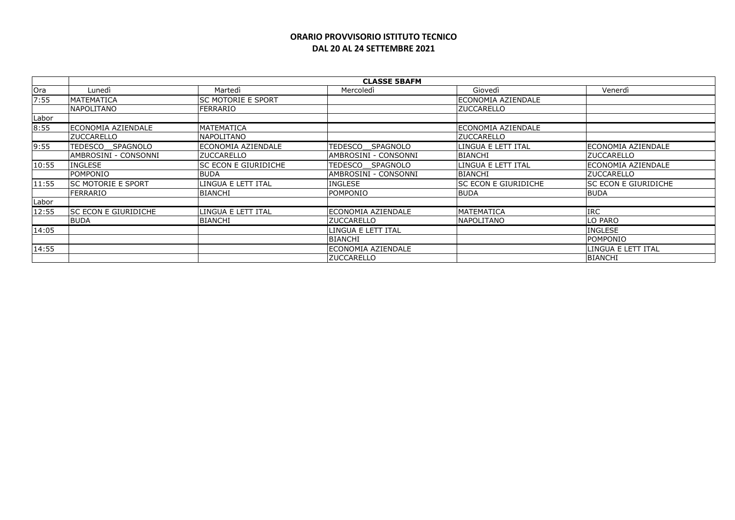**ORARIO PROVVISORIO ISTITUTO TECNICO**
**DAL 20 AL 24 SETTEMBRE 2021**

| | **CLASSE 5BAFM** | | | | |
|---|---|---|---|---|---|
| Ora | Lunedì | Martedì | Mercoledì | Giovedì | Venerdì |
| 7:55 | MATEMATICA | SC MOTORIE E SPORT | | ECONOMIA AZIENDALE | |
| | NAPOLITANO | FERRARIO | | ZUCCARELLO | |
| Labor | | | | | |
| 8:55 | ECONOMIA AZIENDALE | MATEMATICA | | ECONOMIA AZIENDALE | |
| | ZUCCARELLO | NAPOLITANO | | ZUCCARELLO | |
| 9:55 | TEDESCO__SPAGNOLO | ECONOMIA AZIENDALE | TEDESCO__SPAGNOLO | LINGUA E LETT ITAL | ECONOMIA AZIENDALE |
| | AMBROSINI - CONSONNI | ZUCCARELLO | AMBROSINI - CONSONNI | BIANCHI | ZUCCARELLO |
| 10:55 | INGLESE | SC ECON E GIURIDICHE | TEDESCO__SPAGNOLO | LINGUA E LETT ITAL | ECONOMIA AZIENDALE |
| | POMPONIO | BUDA | AMBROSINI - CONSONNI | BIANCHI | ZUCCARELLO |
| 11:55 | SC MOTORIE E SPORT | LINGUA E LETT ITAL | INGLESE | SC ECON E GIURIDICHE | SC ECON E GIURIDICHE |
| | FERRARIO | BIANCHI | POMPONIO | BUDA | BUDA |
| Labor | | | | | |
| 12:55 | SC ECON E GIURIDICHE | LINGUA E LETT ITAL | ECONOMIA AZIENDALE | MATEMATICA | IRC |
| | BUDA | BIANCHI | ZUCCARELLO | NAPOLITANO | LO PARO |
| 14:05 | | | LINGUA E LETT ITAL | | INGLESE |
| | | | BIANCHI | | POMPONIO |
| 14:55 | | | ECONOMIA AZIENDALE | | LINGUA E LETT ITAL |
| | | | ZUCCARELLO | | BIANCHI |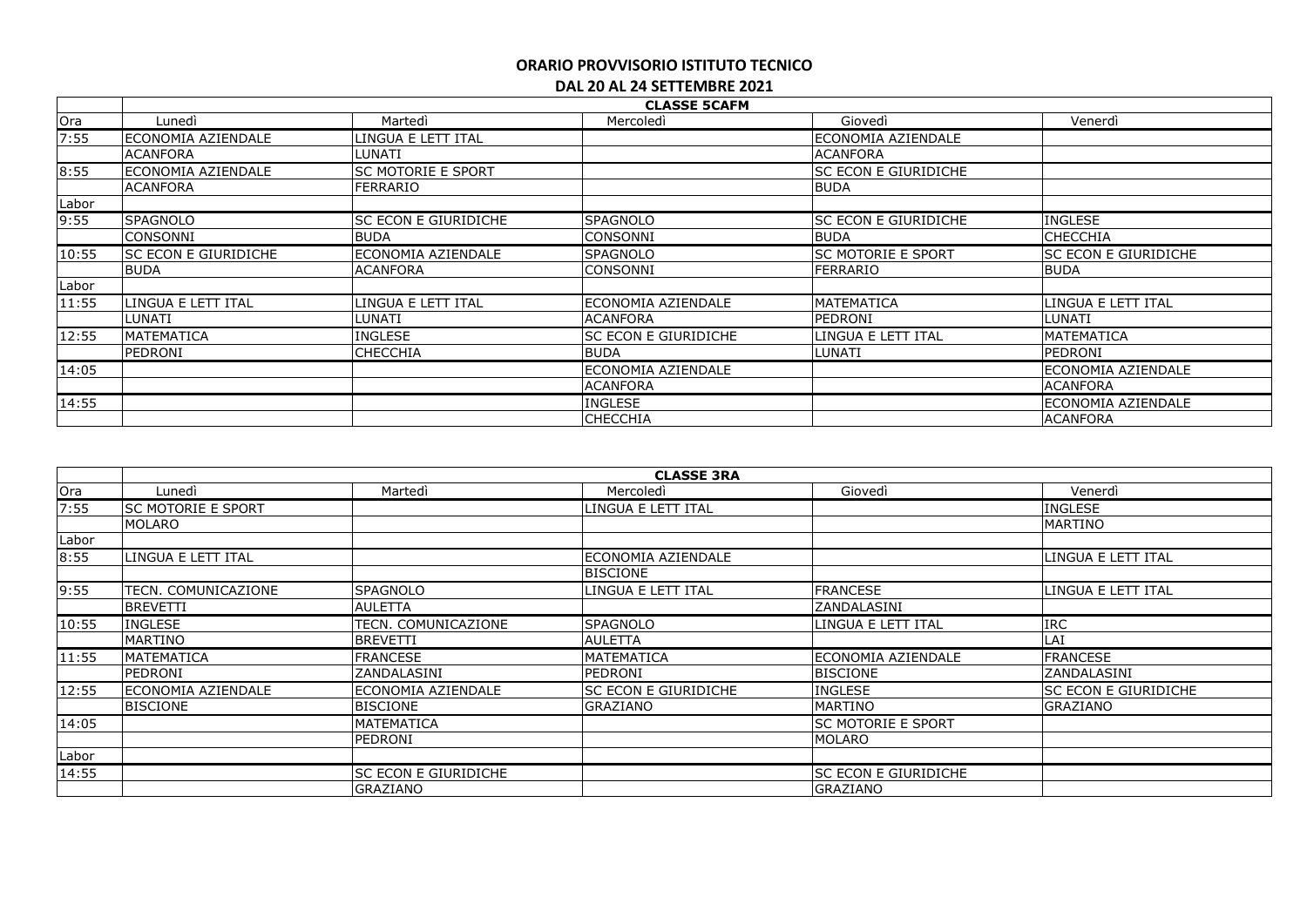**ORARIO PROVVISORIO ISTITUTO TECNICO**

**DAL 20 AL 24 SETTEMBRE 2021**

| | **CLASSE 5CAFM** | | | | |
|---|---|---|---|---|---|
| Ora | Lunedì | Martedì | Mercoledì | Giovedì | Venerdì |
| 7:55 | ECONOMIA AZIENDALE | LINGUA E LETT ITAL | | ECONOMIA AZIENDALE | |
| | ACANFORA | LUNATI | | ACANFORA | |
| 8:55 | ECONOMIA AZIENDALE | SC MOTORIE E SPORT | | SC ECON E GIURIDICHE | |
| | ACANFORA | FERRARIO | | BUDA | |
| Labor | | | | | |
| 9:55 | SPAGNOLO | SC ECON E GIURIDICHE | SPAGNOLO | SC ECON E GIURIDICHE | INGLESE |
| | CONSONNI | BUDA | CONSONNI | BUDA | CHECCHIA |
| 10:55 | SC ECON E GIURIDICHE | ECONOMIA AZIENDALE | SPAGNOLO | SC MOTORIE E SPORT | SC ECON E GIURIDICHE |
| | BUDA | ACANFORA | CONSONNI | FERRARIO | BUDA |
| Labor | | | | | |
| 11:55 | LINGUA E LETT ITAL | LINGUA E LETT ITAL | ECONOMIA AZIENDALE | MATEMATICA | LINGUA E LETT ITAL |
| | LUNATI | LUNATI | ACANFORA | PEDRONI | LUNATI |
| 12:55 | MATEMATICA | INGLESE | SC ECON E GIURIDICHE | LINGUA E LETT ITAL | MATEMATICA |
| | PEDRONI | CHECCHIA | BUDA | LUNATI | PEDRONI |
| 14:05 | | | ECONOMIA AZIENDALE | | ECONOMIA AZIENDALE |
| | | | ACANFORA | | ACANFORA |
| 14:55 | | | INGLESE | | ECONOMIA AZIENDALE |
| | | | CHECCHIA | | ACANFORA |

| | **CLASSE 3RA** | | | | |
|---|---|---|---|---|---|
| Ora | Lunedì | Martedì | Mercoledì | Giovedì | Venerdì |
| 7:55 | SC MOTORIE E SPORT | | LINGUA E LETT ITAL | | INGLESE |
| | MOLARO | | | | MARTINO |
| Labor | | | | | |
| 8:55 | LINGUA E LETT ITAL | | ECONOMIA AZIENDALE | | LINGUA E LETT ITAL |
| | | | BISCIONE | | |
| 9:55 | TECN. COMUNICAZIONE | SPAGNOLO | LINGUA E LETT ITAL | FRANCESE | LINGUA E LETT ITAL |
| | BREVETTI | AULETTA | | ZANDALASINI | |
| 10:55 | INGLESE | TECN. COMUNICAZIONE | SPAGNOLO | LINGUA E LETT ITAL | IRC |
| | MARTINO | BREVETTI | AULETTA | | LAI |
| 11:55 | MATEMATICA | FRANCESE | MATEMATICA | ECONOMIA AZIENDALE | FRANCESE |
| | PEDRONI | ZANDALASINI | PEDRONI | BISCIONE | ZANDALASINI |
| 12:55 | ECONOMIA AZIENDALE | ECONOMIA AZIENDALE | SC ECON E GIURIDICHE | INGLESE | SC ECON E GIURIDICHE |
| | BISCIONE | BISCIONE | GRAZIANO | MARTINO | GRAZIANO |
| 14:05 | | MATEMATICA | | SC MOTORIE E SPORT | |
| | | PEDRONI | | MOLARO | |
| Labor | | | | | |
| 14:55 | | SC ECON E GIURIDICHE | | SC ECON E GIURIDICHE | |
| | | GRAZIANO | | GRAZIANO | |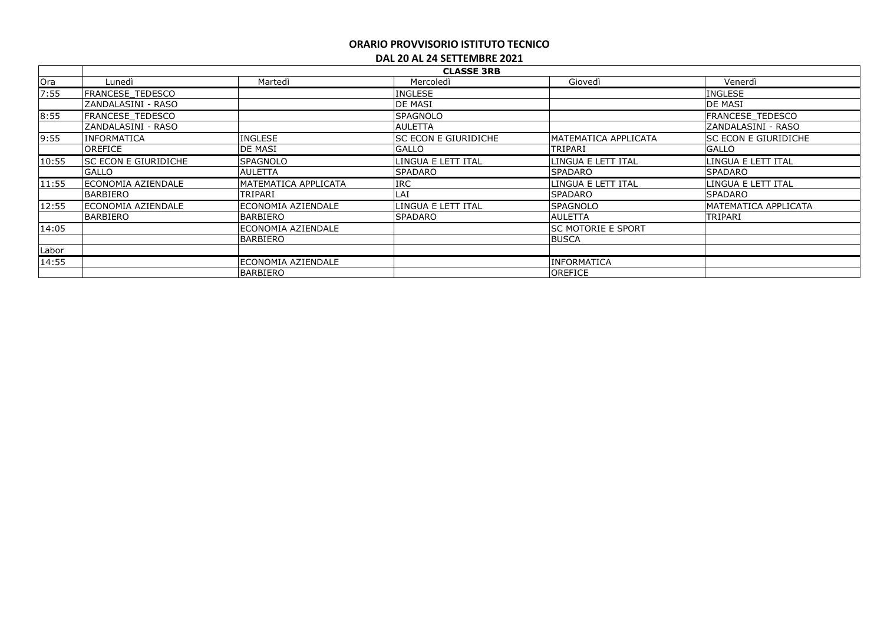# ORARIO PROVVISORIO ISTITUTO TECNICO

## DAL 20 AL 24 SETTEMBRE 2021

| | CLASSE 3RB | | | | |
|---|---|---|---|---|---|
| Ora | Lunedì | Martedì | Mercoledì | Giovedì | Venerdì |
| 7:55 | FRANCESE_TEDESCO | | INGLESE | | INGLESE |
| | ZANDALASINI - RASO | | DE MASI | | DE MASI |
| 8:55 | FRANCESE_TEDESCO | | SPAGNOLO | | FRANCESE_TEDESCO |
| | ZANDALASINI - RASO | | AULETTA | | ZANDALASINI - RASO |
| 9:55 | INFORMATICA | INGLESE | SC ECON E GIURIDICHE | MATEMATICA APPLICATA | SC ECON E GIURIDICHE |
| | OREFICE | DE MASI | GALLO | TRIPARI | GALLO |
| 10:55 | SC ECON E GIURIDICHE | SPAGNOLO | LINGUA E LETT ITAL | LINGUA E LETT ITAL | LINGUA E LETT ITAL |
| | GALLO | AULETTA | SPADARO | SPADARO | SPADARO |
| 11:55 | ECONOMIA AZIENDALE | MATEMATICA APPLICATA | IRC | LINGUA E LETT ITAL | LINGUA E LETT ITAL |
| | BARBIERO | TRIPARI | LAI | SPADARO | SPADARO |
| 12:55 | ECONOMIA AZIENDALE | ECONOMIA AZIENDALE | LINGUA E LETT ITAL | SPAGNOLO | MATEMATICA APPLICATA |
| | BARBIERO | BARBIERO | SPADARO | AULETTA | TRIPARI |
| 14:05 | | ECONOMIA AZIENDALE | | SC MOTORIE E SPORT | |
| | | BARBIERO | | BUSCA | |
| Labor | | | | | |
| 14:55 | | ECONOMIA AZIENDALE | | INFORMATICA | |
| | | BARBIERO | | OREFICE | |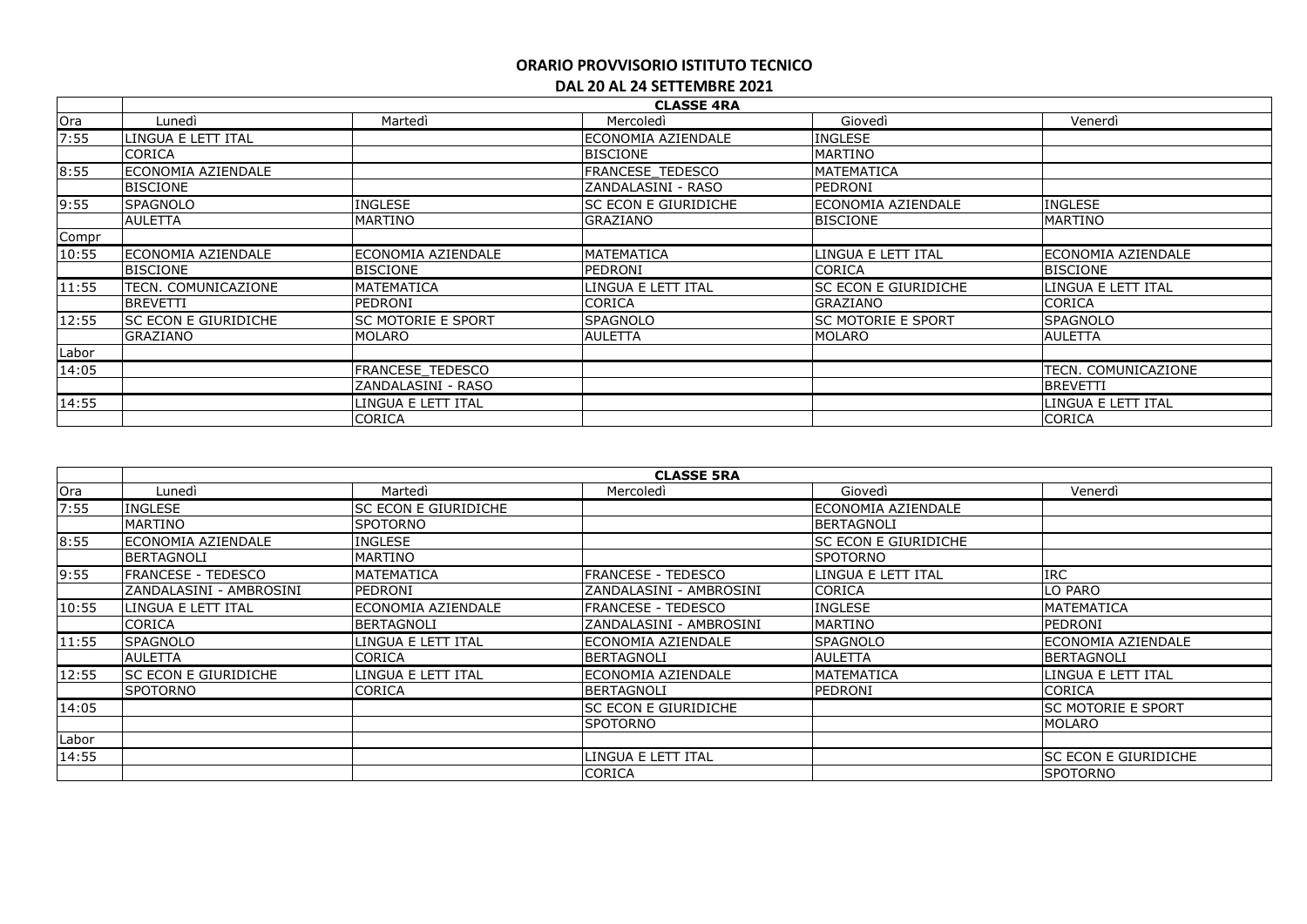**ORARIO PROVVISORIO ISTITUTO TECNICO**

**DAL 20 AL 24 SETTEMBRE 2021**

| | **CLASSE 4RA** | | | | |
|---|---|---|---|---|---|
| Ora | Lunedì | Martedì | Mercoledì | Giovedì | Venerdì |
| 7:55 | LINGUA E LETT ITAL | | ECONOMIA AZIENDALE | INGLESE | |
| | CORICA | | BISCIONE | MARTINO | |
| 8:55 | ECONOMIA AZIENDALE | | FRANCESE_TEDESCO | MATEMATICA | |
| | BISCIONE | | ZANDALASINI - RASO | PEDRONI | |
| 9:55 | SPAGNOLO | INGLESE | SC ECON E GIURIDICHE | ECONOMIA AZIENDALE | INGLESE |
| | AULETTA | MARTINO | GRAZIANO | BISCIONE | MARTINO |
| Compr | | | | | |
| 10:55 | ECONOMIA AZIENDALE | ECONOMIA AZIENDALE | MATEMATICA | LINGUA E LETT ITAL | ECONOMIA AZIENDALE |
| | BISCIONE | BISCIONE | PEDRONI | CORICA | BISCIONE |
| 11:55 | TECN. COMUNICAZIONE | MATEMATICA | LINGUA E LETT ITAL | SC ECON E GIURIDICHE | LINGUA E LETT ITAL |
| | BREVETTI | PEDRONI | CORICA | GRAZIANO | CORICA |
| 12:55 | SC ECON E GIURIDICHE | SC MOTORIE E SPORT | SPAGNOLO | SC MOTORIE E SPORT | SPAGNOLO |
| | GRAZIANO | MOLARO | AULETTA | MOLARO | AULETTA |
| Labor | | | | | |
| 14:05 | | FRANCESE_TEDESCO | | | TECN. COMUNICAZIONE |
| | | ZANDALASINI - RASO | | | BREVETTI |
| 14:55 | | LINGUA E LETT ITAL | | | LINGUA E LETT ITAL |
| | | CORICA | | | CORICA |

| | **CLASSE 5RA** | | | | |
|---|---|---|---|---|---|
| Ora | Lunedì | Martedì | Mercoledì | Giovedì | Venerdì |
| 7:55 | INGLESE | SC ECON E GIURIDICHE | | ECONOMIA AZIENDALE | |
| | MARTINO | SPOTORNO | | BERTAGNOLI | |
| 8:55 | ECONOMIA AZIENDALE | INGLESE | | SC ECON E GIURIDICHE | |
| | BERTAGNOLI | MARTINO | | SPOTORNO | |
| 9:55 | FRANCESE - TEDESCO | MATEMATICA | FRANCESE - TEDESCO | LINGUA E LETT ITAL | IRC |
| | ZANDALASINI - AMBROSINI | PEDRONI | ZANDALASINI - AMBROSINI | CORICA | LO PARO |
| 10:55 | LINGUA E LETT ITAL | ECONOMIA AZIENDALE | FRANCESE - TEDESCO | INGLESE | MATEMATICA |
| | CORICA | BERTAGNOLI | ZANDALASINI - AMBROSINI | MARTINO | PEDRONI |
| 11:55 | SPAGNOLO | LINGUA E LETT ITAL | ECONOMIA AZIENDALE | SPAGNOLO | ECONOMIA AZIENDALE |
| | AULETTA | CORICA | BERTAGNOLI | AULETTA | BERTAGNOLI |
| 12:55 | SC ECON E GIURIDICHE | LINGUA E LETT ITAL | ECONOMIA AZIENDALE | MATEMATICA | LINGUA E LETT ITAL |
| | SPOTORNO | CORICA | BERTAGNOLI | PEDRONI | CORICA |
| 14:05 | | | SC ECON E GIURIDICHE | | SC MOTORIE E SPORT |
| | | | SPOTORNO | | MOLARO |
| Labor | | | | | |
| 14:55 | | | LINGUA E LETT ITAL | | SC ECON E GIURIDICHE |
| | | | CORICA | | SPOTORNO |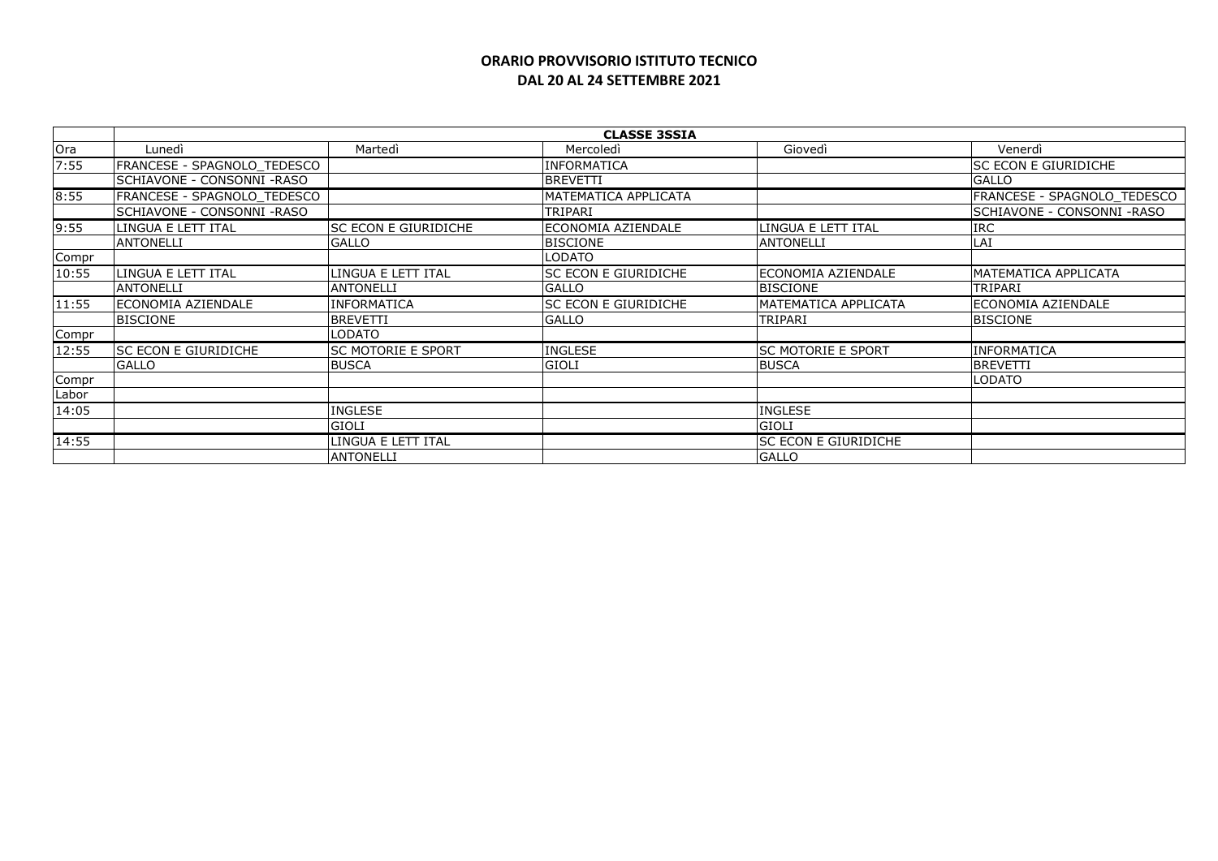**ORARIO PROVVISORIO ISTITUTO TECNICO**
**DAL 20 AL 24 SETTEMBRE 2021**

| | **CLASSE 3SSIA** | | | | |
|---|---|---|---|---|---|
| Ora | Lunedì | Martedì | Mercoledì | Giovedì | Venerdì |
| 7:55 | FRANCESE - SPAGNOLO_TEDESCO | | INFORMATICA | | SC ECON E GIURIDICHE |
| | SCHIAVONE - CONSONNI -RASO | | BREVETTI | | GALLO |
| 8:55 | FRANCESE - SPAGNOLO_TEDESCO | | MATEMATICA APPLICATA | | FRANCESE - SPAGNOLO_TEDESCO |
| | SCHIAVONE - CONSONNI -RASO | | TRIPARI | | SCHIAVONE - CONSONNI -RASO |
| 9:55 | LINGUA E LETT ITAL | SC ECON E GIURIDICHE | ECONOMIA AZIENDALE | LINGUA E LETT ITAL | IRC |
| | ANTONELLI | GALLO | BISCIONE | ANTONELLI | LAI |
| Compr | | | LODATO | | |
| 10:55 | LINGUA E LETT ITAL | LINGUA E LETT ITAL | SC ECON E GIURIDICHE | ECONOMIA AZIENDALE | MATEMATICA APPLICATA |
| | ANTONELLI | ANTONELLI | GALLO | BISCIONE | TRIPARI |
| 11:55 | ECONOMIA AZIENDALE | INFORMATICA | SC ECON E GIURIDICHE | MATEMATICA APPLICATA | ECONOMIA AZIENDALE |
| | BISCIONE | BREVETTI | GALLO | TRIPARI | BISCIONE |
| Compr | | LODATO | | | |
| 12:55 | SC ECON E GIURIDICHE | SC MOTORIE E SPORT | INGLESE | SC MOTORIE E SPORT | INFORMATICA |
| | GALLO | BUSCA | GIOLI | BUSCA | BREVETTI |
| Compr | | | | | LODATO |
| Labor | | | | | |
| 14:05 | | INGLESE | | INGLESE | |
| | | GIOLI | | GIOLI | |
| 14:55 | | LINGUA E LETT ITAL | | SC ECON E GIURIDICHE | |
| | | ANTONELLI | | GALLO | |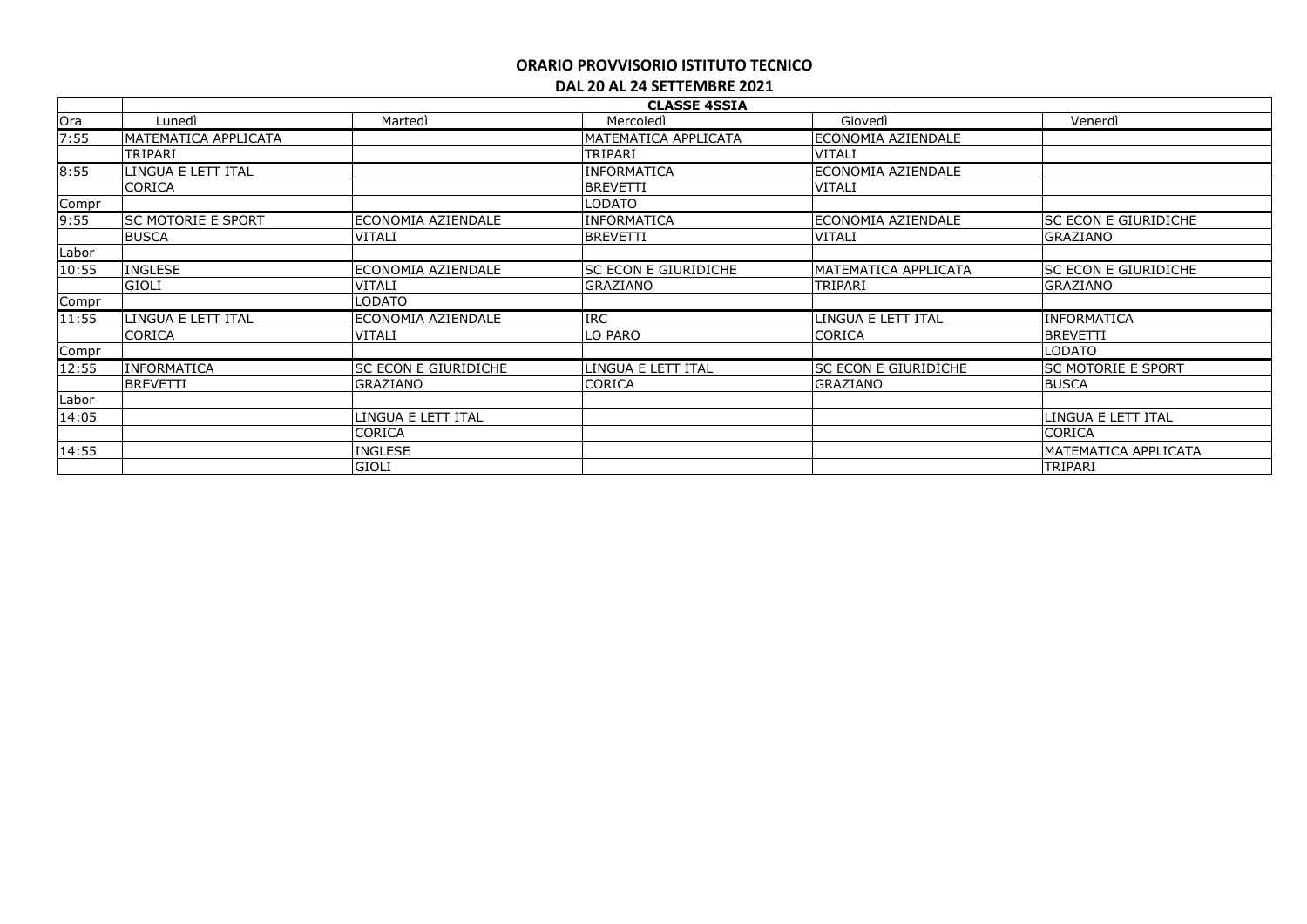**ORARIO PROVVISORIO ISTITUTO TECNICO**

**DAL 20 AL 24 SETTEMBRE 2021**

| | **CLASSE 4SSIA** | | | | |
|---|---|---|---|---|---|
| Ora | Lunedì | Martedì | Mercoledì | Giovedì | Venerdì |
| 7:55 | MATEMATICA APPLICATA | | MATEMATICA APPLICATA | ECONOMIA AZIENDALE | |
| | TRIPARI | | TRIPARI | VITALI | |
| 8:55 | LINGUA E LETT ITAL | | INFORMATICA | ECONOMIA AZIENDALE | |
| | CORICA | | BREVETTI | VITALI | |
| Compr | | | LODATO | | |
| 9:55 | SC MOTORIE E SPORT | ECONOMIA AZIENDALE | INFORMATICA | ECONOMIA AZIENDALE | SC ECON E GIURIDICHE |
| | BUSCA | VITALI | BREVETTI | VITALI | GRAZIANO |
| Labor | | | | | |
| 10:55 | INGLESE | ECONOMIA AZIENDALE | SC ECON E GIURIDICHE | MATEMATICA APPLICATA | SC ECON E GIURIDICHE |
| | GIOLI | VITALI | GRAZIANO | TRIPARI | GRAZIANO |
| Compr | | LODATO | | | |
| 11:55 | LINGUA E LETT ITAL | ECONOMIA AZIENDALE | IRC | LINGUA E LETT ITAL | INFORMATICA |
| | CORICA | VITALI | LO PARO | CORICA | BREVETTI |
| Compr | | | | | LODATO |
| 12:55 | INFORMATICA | SC ECON E GIURIDICHE | LINGUA E LETT ITAL | SC ECON E GIURIDICHE | SC MOTORIE E SPORT |
| | BREVETTI | GRAZIANO | CORICA | GRAZIANO | BUSCA |
| Labor | | | | | |
| 14:05 | | LINGUA E LETT ITAL | | | LINGUA E LETT ITAL |
| | | CORICA | | | CORICA |
| 14:55 | | INGLESE | | | MATEMATICA APPLICATA |
| | | GIOLI | | | TRIPARI |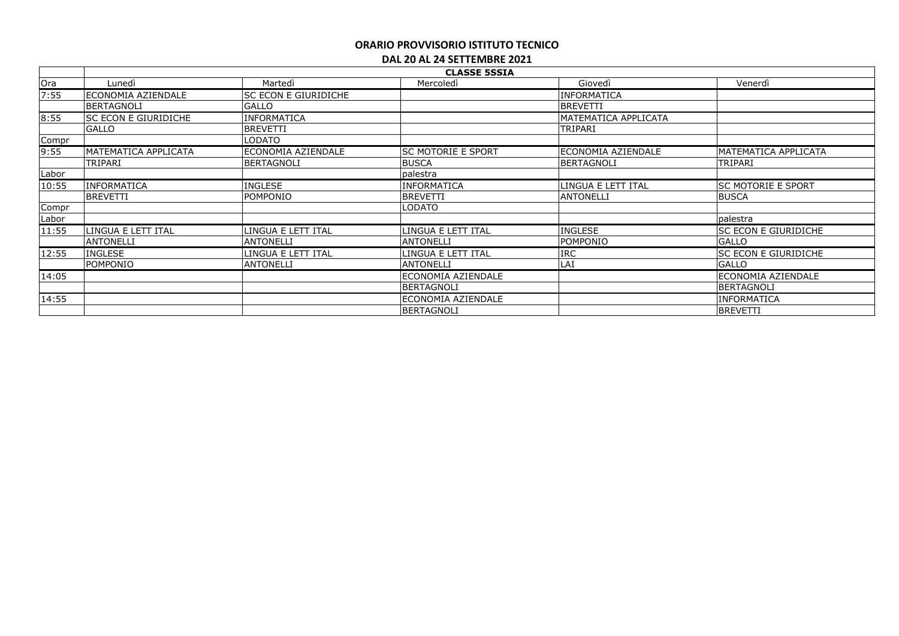**ORARIO PROVVISORIO ISTITUTO TECNICO**

**DAL 20 AL 24 SETTEMBRE 2021**

| | CLASSE 5SSIA | | | | |
|---|---|---|---|---|---|
| Ora | Lunedì | Martedì | Mercoledì | Giovedì | Venerdì |
| 7:55 | ECONOMIA AZIENDALE | SC ECON E GIURIDICHE | | INFORMATICA | |
| | BERTAGNOLI | GALLO | | BREVETTI | |
| 8:55 | SC ECON E GIURIDICHE | INFORMATICA | | MATEMATICA APPLICATA | |
| | GALLO | BREVETTI | | TRIPARI | |
| Compr | | LODATO | | | |
| 9:55 | MATEMATICA APPLICATA | ECONOMIA AZIENDALE | SC MOTORIE E SPORT | ECONOMIA AZIENDALE | MATEMATICA APPLICATA |
| | TRIPARI | BERTAGNOLI | BUSCA | BERTAGNOLI | TRIPARI |
| Labor | | | palestra | | |
| 10:55 | INFORMATICA | INGLESE | INFORMATICA | LINGUA E LETT ITAL | SC MOTORIE E SPORT |
| | BREVETTI | POMPONIO | BREVETTI | ANTONELLI | BUSCA |
| Compr | | | LODATO | | |
| Labor | | | | | palestra |
| 11:55 | LINGUA E LETT ITAL | LINGUA E LETT ITAL | LINGUA E LETT ITAL | INGLESE | SC ECON E GIURIDICHE |
| | ANTONELLI | ANTONELLI | ANTONELLI | POMPONIO | GALLO |
| 12:55 | INGLESE | LINGUA E LETT ITAL | LINGUA E LETT ITAL | IRC | SC ECON E GIURIDICHE |
| | POMPONIO | ANTONELLI | ANTONELLI | LAI | GALLO |
| 14:05 | | | ECONOMIA AZIENDALE | | ECONOMIA AZIENDALE |
| | | | BERTAGNOLI | | BERTAGNOLI |
| 14:55 | | | ECONOMIA AZIENDALE | | INFORMATICA |
| | | | BERTAGNOLI | | BREVETTI |